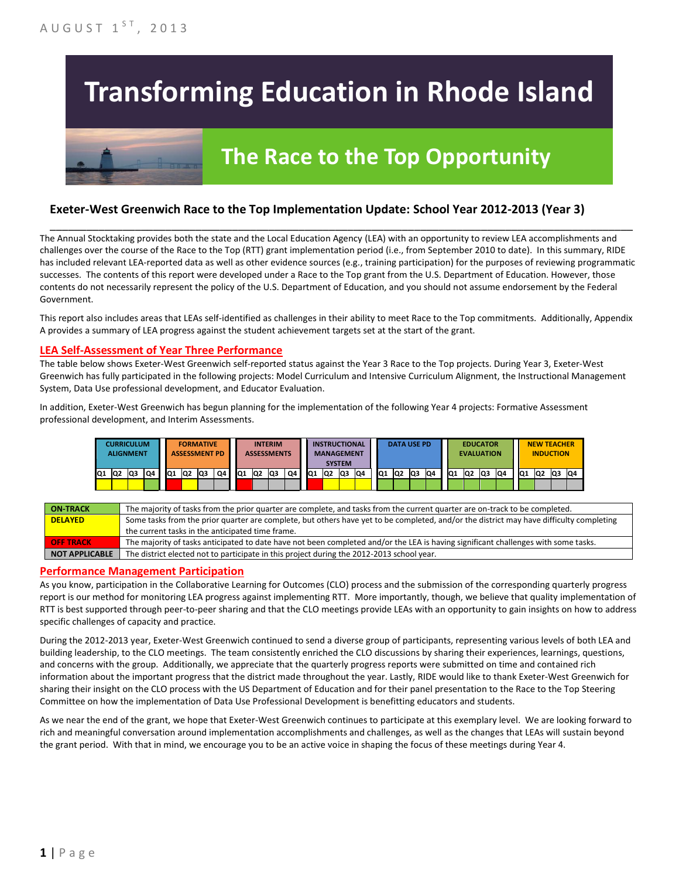AUGUST 1ST, 2013

# Transforming Education in Rhode Island

## The Race to the Top Opportunity

### Exeter-West Greenwich Race to the Top Implementation Update: School Year 2012-2013 (Year 3)

The Annual Stocktaking provides both the state and the Local Education Agency (LEA) with an opportunity to review LEA accomplishments and challenges over the course of the Race to the Top (RTT) grant implementation period (i.e., from September 2010 to date). In this summary, RIDE has included relevant LEA-reported data as well as other evidence sources (e.g., training participation) for the purposes of reviewing programmatic successes. The contents of this report were developed under a Race to the Top grant from the U.S. Department of Education. However, those contents do not necessarily represent the policy of the U.S. Department of Education, and you should not assume endorsement by the Federal Government.

This report also includes areas that LEAs self-identified as challenges in their ability to meet Race to the Top commitments. Additionally, Appendix A provides a summary of LEA progress against the student achievement targets set at the start of the grant.

## LEA Self-Assessment of Year Three Performance

The table below shows Exeter-West Greenwich self-reported status against the Year 3 Race to the Top projects. During Year 3, Exeter-West Greenwich has fully participated in the following projects: Model Curriculum and Intensive Curriculum Alignment, the Instructional Management System, Data Use professional development, and Educator Evaluation.

In addition, Exeter-West Greenwich has begun planning for the implementation of the following Year 4 projects: Formative Assessment professional development, and Interim Assessments.

| Project | Q1 | Q2 | Q3 | Q4 |
|---|---|---|---|---|
| CURRICULUM ALIGNMENT | Delayed | Delayed | Delayed | On-Track |
| FORMATIVE ASSESSMENT PD | Off Track | Delayed | Not Applicable | Not Applicable |
| INTERIM ASSESSMENTS | Off Track | Not Applicable | Not Applicable | Not Applicable |
| INSTRUCTIONAL MANAGEMENT SYSTEM | Off Track | Delayed | Delayed | Delayed |
| DATA USE PD | On-Track | On-Track | On-Track | On-Track |
| EDUCATOR EVALUATION | On-Track | On-Track | On-Track | On-Track |
| NEW TEACHER INDUCTION | On-Track | Not Applicable | Not Applicable | Not Applicable |

| Status | Description |
|---|---|
| ON-TRACK | The majority of tasks from the prior quarter are complete, and tasks from the current quarter are on-track to be completed. |
| DELAYED | Some tasks from the prior quarter are complete, but others have yet to be completed, and/or the district may have difficulty completing the current tasks in the anticipated time frame. |
| OFF TRACK | The majority of tasks anticipated to date have not been completed and/or the LEA is having significant challenges with some tasks. |
| NOT APPLICABLE | The district elected not to participate in this project during the 2012-2013 school year. |

## Performance Management Participation

As you know, participation in the Collaborative Learning for Outcomes (CLO) process and the submission of the corresponding quarterly progress report is our method for monitoring LEA progress against implementing RTT. More importantly, though, we believe that quality implementation of RTT is best supported through peer-to-peer sharing and that the CLO meetings provide LEAs with an opportunity to gain insights on how to address specific challenges of capacity and practice.

During the 2012-2013 year, Exeter-West Greenwich continued to send a diverse group of participants, representing various levels of both LEA and building leadership, to the CLO meetings. The team consistently enriched the CLO discussions by sharing their experiences, learnings, questions, and concerns with the group. Additionally, we appreciate that the quarterly progress reports were submitted on time and contained rich information about the important progress that the district made throughout the year. Lastly, RIDE would like to thank Exeter-West Greenwich for sharing their insight on the CLO process with the US Department of Education and for their panel presentation to the Race to the Top Steering Committee on how the implementation of Data Use Professional Development is benefitting educators and students.

As we near the end of the grant, we hope that Exeter-West Greenwich continues to participate at this exemplary level. We are looking forward to rich and meaningful conversation around implementation accomplishments and challenges, as well as the changes that LEAs will sustain beyond the grant period. With that in mind, we encourage you to be an active voice in shaping the focus of these meetings during Year 4.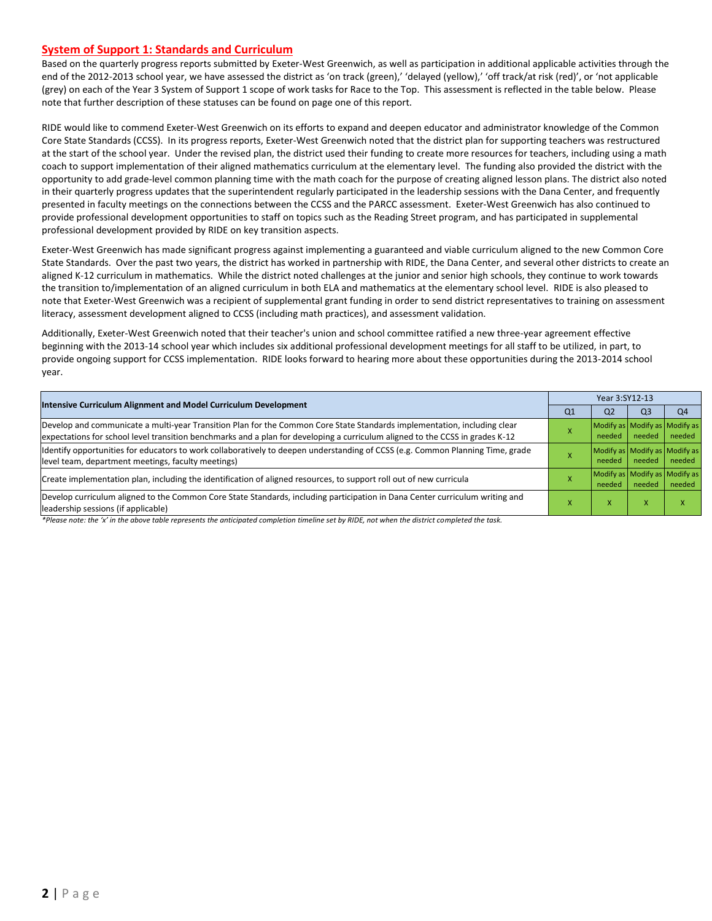## System of Support 1: Standards and Curriculum

Based on the quarterly progress reports submitted by Exeter-West Greenwich, as well as participation in additional applicable activities through the end of the 2012-2013 school year, we have assessed the district as 'on track (green),' 'delayed (yellow),' 'off track/at risk (red)', or 'not applicable (grey) on each of the Year 3 System of Support 1 scope of work tasks for Race to the Top. This assessment is reflected in the table below. Please note that further description of these statuses can be found on page one of this report.

RIDE would like to commend Exeter-West Greenwich on its efforts to expand and deepen educator and administrator knowledge of the Common Core State Standards (CCSS). In its progress reports, Exeter-West Greenwich noted that the district plan for supporting teachers was restructured at the start of the school year. Under the revised plan, the district used their funding to create more resources for teachers, including using a math coach to support implementation of their aligned mathematics curriculum at the elementary level. The funding also provided the district with the opportunity to add grade-level common planning time with the math coach for the purpose of creating aligned lesson plans. The district also noted in their quarterly progress updates that the superintendent regularly participated in the leadership sessions with the Dana Center, and frequently presented in faculty meetings on the connections between the CCSS and the PARCC assessment. Exeter-West Greenwich has also continued to provide professional development opportunities to staff on topics such as the Reading Street program, and has participated in supplemental professional development provided by RIDE on key transition aspects.

Exeter-West Greenwich has made significant progress against implementing a guaranteed and viable curriculum aligned to the new Common Core State Standards. Over the past two years, the district has worked in partnership with RIDE, the Dana Center, and several other districts to create an aligned K-12 curriculum in mathematics. While the district noted challenges at the junior and senior high schools, they continue to work towards the transition to/implementation of an aligned curriculum in both ELA and mathematics at the elementary school level. RIDE is also pleased to note that Exeter-West Greenwich was a recipient of supplemental grant funding in order to send district representatives to training on assessment literacy, assessment development aligned to CCSS (including math practices), and assessment validation.

Additionally, Exeter-West Greenwich noted that their teacher's union and school committee ratified a new three-year agreement effective beginning with the 2013-14 school year which includes six additional professional development meetings for all staff to be utilized, in part, to provide ongoing support for CCSS implementation. RIDE looks forward to hearing more about these opportunities during the 2013-2014 school year.

| Intensive Curriculum Alignment and Model Curriculum Development | Year 3:SY12-13 | | | |
|---|---|---|---|---|
| | Q1 | Q2 | Q3 | Q4 |
| Develop and communicate a multi-year Transition Plan for the Common Core State Standards implementation, including clear expectations for school level transition benchmarks and a plan for developing a curriculum aligned to the CCSS in grades K-12 | X | Modify as needed | Modify as needed | Modify as needed |
| Identify opportunities for educators to work collaboratively to deepen understanding of CCSS (e.g. Common Planning Time, grade level team, department meetings, faculty meetings) | X | Modify as needed | Modify as needed | Modify as needed |
| Create implementation plan, including the identification of aligned resources, to support roll out of new curricula | X | Modify as needed | Modify as needed | Modify as needed |
| Develop curriculum aligned to the Common Core State Standards, including participation in Dana Center curriculum writing and leadership sessions (if applicable) | X | X | X | X |

*Please note: the 'x' in the above table represents the anticipated completion timeline set by RIDE, not when the district completed the task.*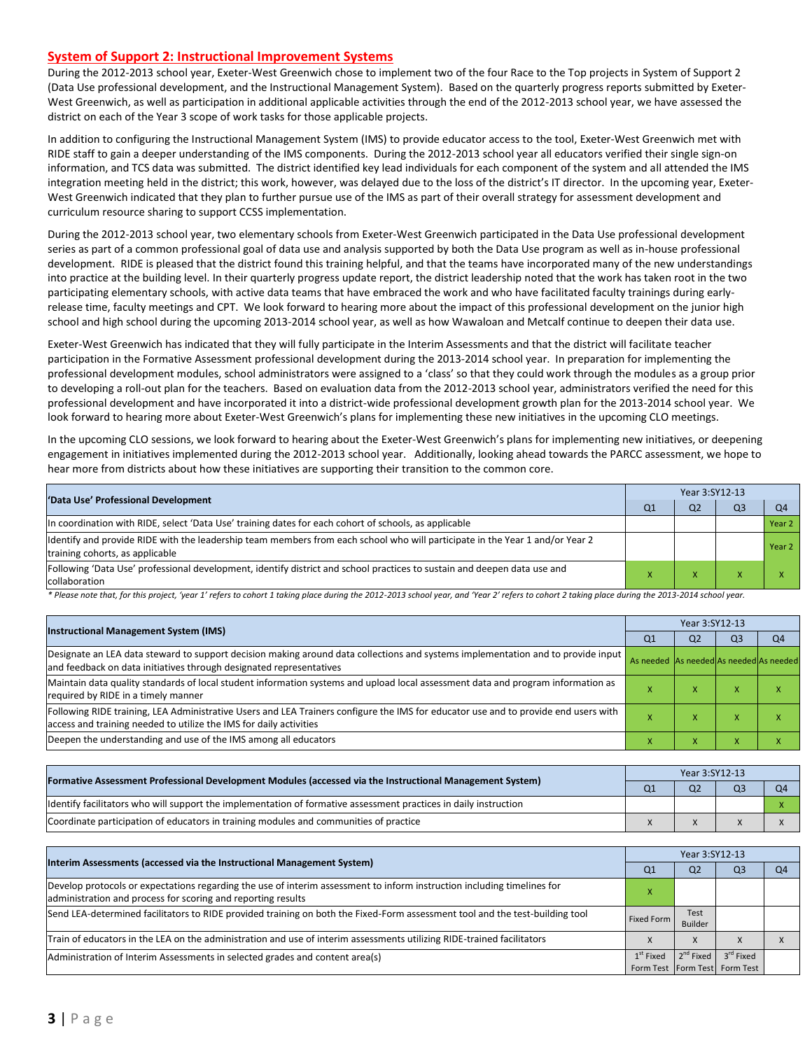## System of Support 2: Instructional Improvement Systems

During the 2012-2013 school year, Exeter-West Greenwich chose to implement two of the four Race to the Top projects in System of Support 2 (Data Use professional development, and the Instructional Management System). Based on the quarterly progress reports submitted by Exeter-West Greenwich, as well as participation in additional applicable activities through the end of the 2012-2013 school year, we have assessed the district on each of the Year 3 scope of work tasks for those applicable projects.

In addition to configuring the Instructional Management System (IMS) to provide educator access to the tool, Exeter-West Greenwich met with RIDE staff to gain a deeper understanding of the IMS components. During the 2012-2013 school year all educators verified their single sign-on information, and TCS data was submitted. The district identified key lead individuals for each component of the system and all attended the IMS integration meeting held in the district; this work, however, was delayed due to the loss of the district's IT director. In the upcoming year, Exeter-West Greenwich indicated that they plan to further pursue use of the IMS as part of their overall strategy for assessment development and curriculum resource sharing to support CCSS implementation.

During the 2012-2013 school year, two elementary schools from Exeter-West Greenwich participated in the Data Use professional development series as part of a common professional goal of data use and analysis supported by both the Data Use program as well as in-house professional development. RIDE is pleased that the district found this training helpful, and that the teams have incorporated many of the new understandings into practice at the building level. In their quarterly progress update report, the district leadership noted that the work has taken root in the two participating elementary schools, with active data teams that have embraced the work and who have facilitated faculty trainings during early-release time, faculty meetings and CPT. We look forward to hearing more about the impact of this professional development on the junior high school and high school during the upcoming 2013-2014 school year, as well as how Wawaloan and Metcalf continue to deepen their data use.

Exeter-West Greenwich has indicated that they will fully participate in the Interim Assessments and that the district will facilitate teacher participation in the Formative Assessment professional development during the 2013-2014 school year. In preparation for implementing the professional development modules, school administrators were assigned to a 'class' so that they could work through the modules as a group prior to developing a roll-out plan for the teachers. Based on evaluation data from the 2012-2013 school year, administrators verified the need for this professional development and have incorporated it into a district-wide professional development growth plan for the 2013-2014 school year. We look forward to hearing more about Exeter-West Greenwich's plans for implementing these new initiatives in the upcoming CLO meetings.

In the upcoming CLO sessions, we look forward to hearing about the Exeter-West Greenwich's plans for implementing new initiatives, or deepening engagement in initiatives implemented during the 2012-2013 school year. Additionally, looking ahead towards the PARCC assessment, we hope to hear more from districts about how these initiatives are supporting their transition to the common core.

| 'Data Use' Professional Development | Year 3:SY12-13 | | | |
|---|---|---|---|---|
| | Q1 | Q2 | Q3 | Q4 |
| In coordination with RIDE, select 'Data Use' training dates for each cohort of schools, as applicable | | | | Year 2 |
| Identify and provide RIDE with the leadership team members from each school who will participate in the Year 1 and/or Year 2 training cohorts, as applicable | | | | Year 2 |
| Following 'Data Use' professional development, identify district and school practices to sustain and deepen data use and collaboration | x | x | x | x |

*\* Please note that, for this project, 'year 1' refers to cohort 1 taking place during the 2012-2013 school year, and 'Year 2' refers to cohort 2 taking place during the 2013-2014 school year.*

| Instructional Management System (IMS) | Year 3:SY12-13 | | | |
|---|---|---|---|---|
| | Q1 | Q2 | Q3 | Q4 |
| Designate an LEA data steward to support decision making around data collections and systems implementation and to provide input and feedback on data initiatives through designated representatives | As needed | As needed | As needed | As needed |
| Maintain data quality standards of local student information systems and upload local assessment data and program information as required by RIDE in a timely manner | x | x | x | x |
| Following RIDE training, LEA Administrative Users and LEA Trainers configure the IMS for educator use and to provide end users with access and training needed to utilize the IMS for daily activities | x | x | x | x |
| Deepen the understanding and use of the IMS among all educators | x | x | x | x |

| Formative Assessment Professional Development Modules (accessed via the Instructional Management System) | Year 3:SY12-13 | | | |
|---|---|---|---|---|
| | Q1 | Q2 | Q3 | Q4 |
| Identify facilitators who will support the implementation of formative assessment practices in daily instruction | | | | x |
| Coordinate participation of educators in training modules and communities of practice | x | x | x | x |

| Interim Assessments (accessed via the Instructional Management System) | Year 3:SY12-13 | | | |
|---|---|---|---|---|
| | Q1 | Q2 | Q3 | Q4 |
| Develop protocols or expectations regarding the use of interim assessment to inform instruction including timelines for administration and process for scoring and reporting results | x | | | |
| Send LEA-determined facilitators to RIDE provided training on both the Fixed-Form assessment tool and the test-building tool | Fixed Form | Test Builder | | |
| Train of educators in the LEA on the administration and use of interim assessments utilizing RIDE-trained facilitators | x | x | x | x |
| Administration of Interim Assessments in selected grades and content area(s) | 1st Fixed Form Test | 2nd Fixed Form Test | 3rd Fixed Form Test | |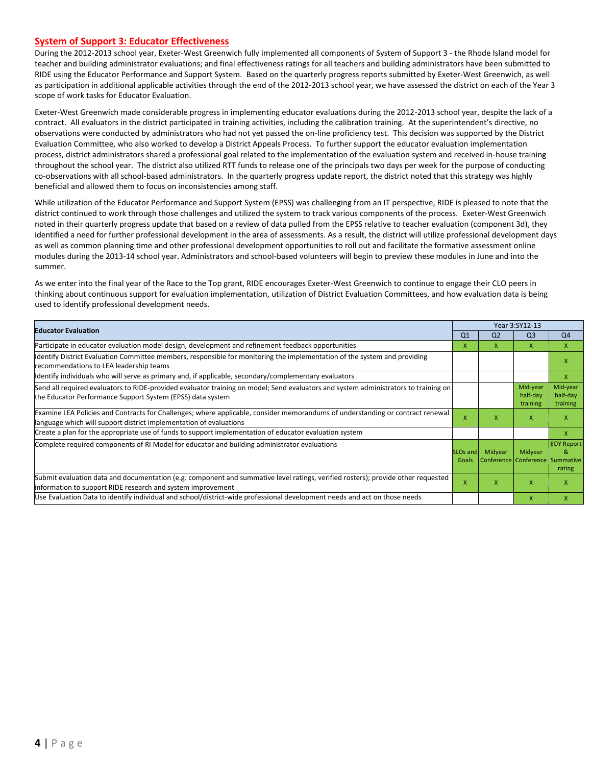## System of Support 3: Educator Effectiveness

During the 2012-2013 school year, Exeter-West Greenwich fully implemented all components of System of Support 3 - the Rhode Island model for teacher and building administrator evaluations; and final effectiveness ratings for all teachers and building administrators have been submitted to RIDE using the Educator Performance and Support System. Based on the quarterly progress reports submitted by Exeter-West Greenwich, as well as participation in additional applicable activities through the end of the 2012-2013 school year, we have assessed the district on each of the Year 3 scope of work tasks for Educator Evaluation.

Exeter-West Greenwich made considerable progress in implementing educator evaluations during the 2012-2013 school year, despite the lack of a contract. All evaluators in the district participated in training activities, including the calibration training. At the superintendent's directive, no observations were conducted by administrators who had not yet passed the on-line proficiency test. This decision was supported by the District Evaluation Committee, who also worked to develop a District Appeals Process. To further support the educator evaluation implementation process, district administrators shared a professional goal related to the implementation of the evaluation system and received in-house training throughout the school year. The district also utilized RTT funds to release one of the principals two days per week for the purpose of conducting co-observations with all school-based administrators. In the quarterly progress update report, the district noted that this strategy was highly beneficial and allowed them to focus on inconsistencies among staff.

While utilization of the Educator Performance and Support System (EPSS) was challenging from an IT perspective, RIDE is pleased to note that the district continued to work through those challenges and utilized the system to track various components of the process. Exeter-West Greenwich noted in their quarterly progress update that based on a review of data pulled from the EPSS relative to teacher evaluation (component 3d), they identified a need for further professional development in the area of assessments. As a result, the district will utilize professional development days as well as common planning time and other professional development opportunities to roll out and facilitate the formative assessment online modules during the 2013-14 school year. Administrators and school-based volunteers will begin to preview these modules in June and into the summer.

As we enter into the final year of the Race to the Top grant, RIDE encourages Exeter-West Greenwich to continue to engage their CLO peers in thinking about continuous support for evaluation implementation, utilization of District Evaluation Committees, and how evaluation data is being used to identify professional development needs.

| Educator Evaluation | Year 3:SY12-13 | | | |
|---|---|---|---|---|
| | Q1 | Q2 | Q3 | Q4 |
| Participate in educator evaluation model design, development and refinement feedback opportunities | X | X | X | X |
| Identify District Evaluation Committee members, responsible for monitoring the implementation of the system and providing recommendations to LEA leadership teams | | | | X |
| Identify individuals who will serve as primary and, if applicable, secondary/complementary evaluators | | | | X |
| Send all required evaluators to RIDE-provided evaluator training on model; Send evaluators and system administrators to training on the Educator Performance Support System (EPSS) data system | | | Mid-year half-day training | Mid-year half-day training |
| Examine LEA Policies and Contracts for Challenges; where applicable, consider memorandums of understanding or contract renewal language which will support district implementation of evaluations | X | X | X | X |
| Create a plan for the appropriate use of funds to support implementation of educator evaluation system | | | | X |
| Complete required components of RI Model for educator and building administrator evaluations | SLOs and Goals | Midyear Conference | Midyear Conference | EOY Report & Summative rating |
| Submit evaluation data and documentation (e.g. component and summative level ratings, verified rosters); provide other requested information to support RIDE research and system improvement | X | X | X | X |
| Use Evaluation Data to identify individual and school/district-wide professional development needs and act on those needs | | | X | X |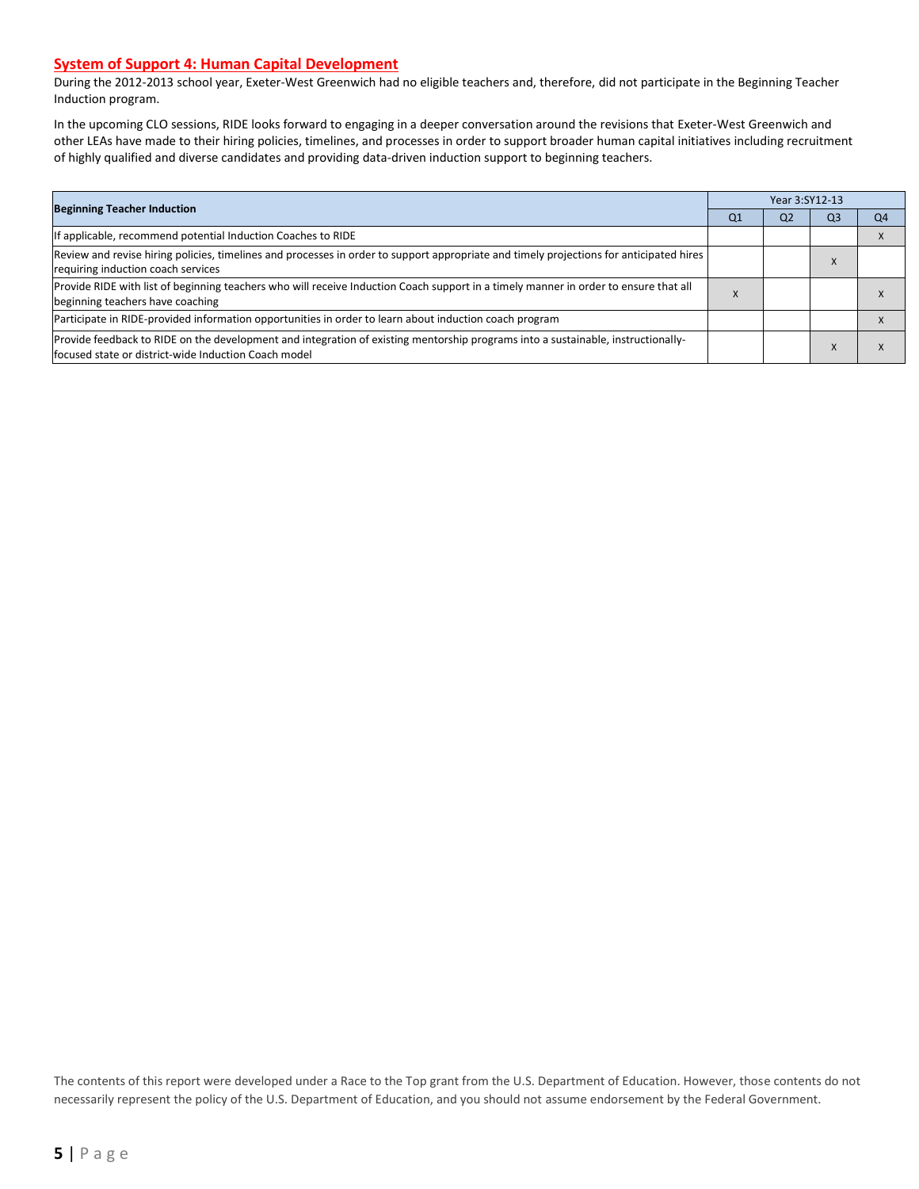## System of Support 4: Human Capital Development

During the 2012-2013 school year, Exeter-West Greenwich had no eligible teachers and, therefore, did not participate in the Beginning Teacher Induction program.

In the upcoming CLO sessions, RIDE looks forward to engaging in a deeper conversation around the revisions that Exeter-West Greenwich and other LEAs have made to their hiring policies, timelines, and processes in order to support broader human capital initiatives including recruitment of highly qualified and diverse candidates and providing data-driven induction support to beginning teachers.

| Beginning Teacher Induction | Year 3:SY12-13 | | | |
|---|---|---|---|---|
| | Q1 | Q2 | Q3 | Q4 |
| If applicable, recommend potential Induction Coaches to RIDE | | | | X |
| Review and revise hiring policies, timelines and processes in order to support appropriate and timely projections for anticipated hires requiring induction coach services | | | X | |
| Provide RIDE with list of beginning teachers who will receive Induction Coach support in a timely manner in order to ensure that all beginning teachers have coaching | X | | | X |
| Participate in RIDE-provided information opportunities in order to learn about induction coach program | | | | X |
| Provide feedback to RIDE on the development and integration of existing mentorship programs into a sustainable, instructionally-focused state or district-wide Induction Coach model | | | X | X |

The contents of this report were developed under a Race to the Top grant from the U.S. Department of Education. However, those contents do not necessarily represent the policy of the U.S. Department of Education, and you should not assume endorsement by the Federal Government.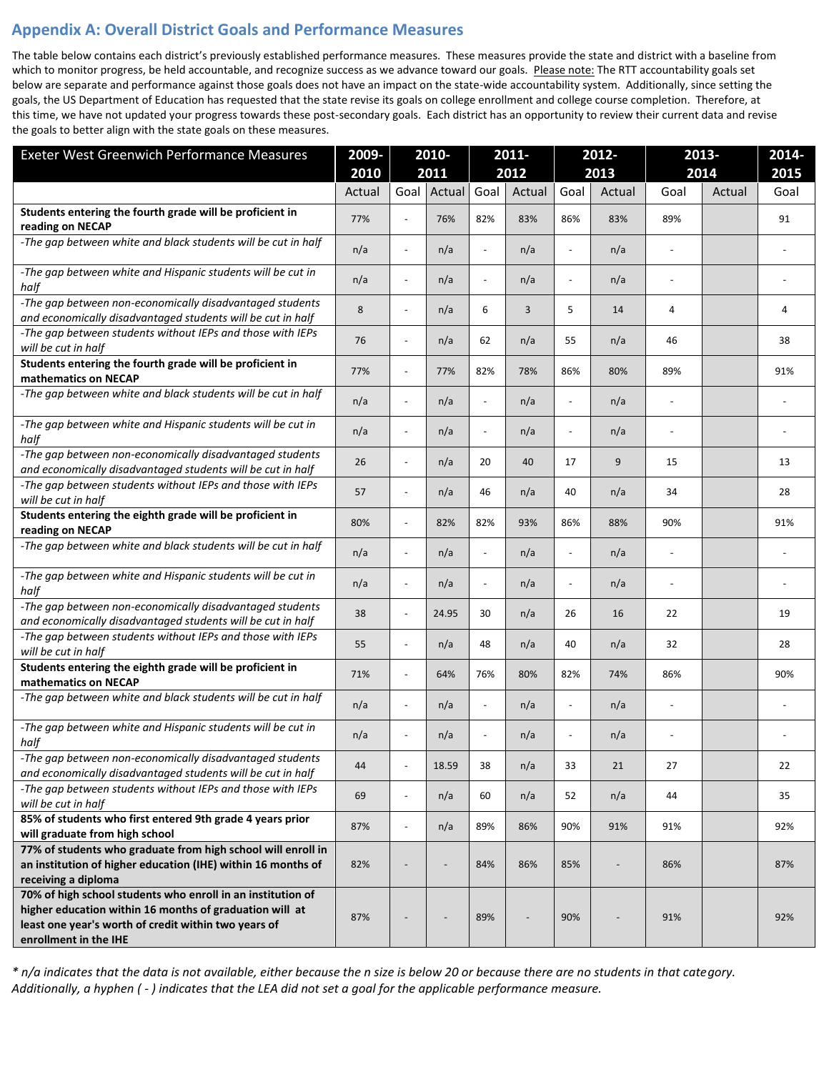## Appendix A: Overall District Goals and Performance Measures

The table below contains each district's previously established performance measures. These measures provide the state and district with a baseline from which to monitor progress, be held accountable, and recognize success as we advance toward our goals. Please note: The RTT accountability goals set below are separate and performance against those goals does not have an impact on the state-wide accountability system. Additionally, since setting the goals, the US Department of Education has requested that the state revise its goals on college enrollment and college course completion. Therefore, at this time, we have not updated your progress towards these post-secondary goals. Each district has an opportunity to review their current data and revise the goals to better align with the state goals on these measures.

| Exeter West Greenwich Performance Measures | 2009-2010 | 2010-2011 | | 2011-2012 | | 2012-2013 | | 2013-2014 | | 2014-2015 |
|---|---|---|---|---|---|---|---|---|---|---|
| | Actual | Goal | Actual | Goal | Actual | Goal | Actual | Goal | Actual | Goal |
| **Students entering the fourth grade will be proficient in reading on NECAP** | 77% | - | 76% | 82% | 83% | 86% | 83% | 89% | | 91 |
| *-The gap between white and black students will be cut in half* | n/a | - | n/a | - | n/a | - | n/a | - | | - |
| *-The gap between white and Hispanic students will be cut in half* | n/a | - | n/a | - | n/a | - | n/a | - | | - |
| *-The gap between non-economically disadvantaged students and economically disadvantaged students will be cut in half* | 8 | - | n/a | 6 | 3 | 5 | 14 | 4 | | 4 |
| *-The gap between students without IEPs and those with IEPs will be cut in half* | 76 | - | n/a | 62 | n/a | 55 | n/a | 46 | | 38 |
| **Students entering the fourth grade will be proficient in mathematics on NECAP** | 77% | - | 77% | 82% | 78% | 86% | 80% | 89% | | 91% |
| *-The gap between white and black students will be cut in half* | n/a | - | n/a | - | n/a | - | n/a | - | | - |
| *-The gap between white and Hispanic students will be cut in half* | n/a | - | n/a | - | n/a | - | n/a | - | | - |
| *-The gap between non-economically disadvantaged students and economically disadvantaged students will be cut in half* | 26 | - | n/a | 20 | 40 | 17 | 9 | 15 | | 13 |
| *-The gap between students without IEPs and those with IEPs will be cut in half* | 57 | - | n/a | 46 | n/a | 40 | n/a | 34 | | 28 |
| **Students entering the eighth grade will be proficient in reading on NECAP** | 80% | - | 82% | 82% | 93% | 86% | 88% | 90% | | 91% |
| *-The gap between white and black students will be cut in half* | n/a | - | n/a | - | n/a | - | n/a | - | | - |
| *-The gap between white and Hispanic students will be cut in half* | n/a | - | n/a | - | n/a | - | n/a | - | | - |
| *-The gap between non-economically disadvantaged students and economically disadvantaged students will be cut in half* | 38 | - | 24.95 | 30 | n/a | 26 | 16 | 22 | | 19 |
| *-The gap between students without IEPs and those with IEPs will be cut in half* | 55 | - | n/a | 48 | n/a | 40 | n/a | 32 | | 28 |
| **Students entering the eighth grade will be proficient in mathematics on NECAP** | 71% | - | 64% | 76% | 80% | 82% | 74% | 86% | | 90% |
| *-The gap between white and black students will be cut in half* | n/a | - | n/a | - | n/a | - | n/a | - | | - |
| *-The gap between white and Hispanic students will be cut in half* | n/a | - | n/a | - | n/a | - | n/a | - | | - |
| *-The gap between non-economically disadvantaged students and economically disadvantaged students will be cut in half* | 44 | - | 18.59 | 38 | n/a | 33 | 21 | 27 | | 22 |
| *-The gap between students without IEPs and those with IEPs will be cut in half* | 69 | - | n/a | 60 | n/a | 52 | n/a | 44 | | 35 |
| **85% of students who first entered 9th grade 4 years prior will graduate from high school** | 87% | - | n/a | 89% | 86% | 90% | 91% | 91% | | 92% |
| **77% of students who graduate from high school will enroll in an institution of higher education (IHE) within 16 months of receiving a diploma** | 82% | - | - | 84% | 86% | 85% | - | 86% | | 87% |
| **70% of high school students who enroll in an institution of higher education within 16 months of graduation will at least one year's worth of credit within two years of enrollment in the IHE** | 87% | - | - | 89% | - | 90% | - | 91% | | 92% |

*\* n/a indicates that the data is not available, either because the n size is below 20 or because there are no students in that category. Additionally, a hyphen ( - ) indicates that the LEA did not set a goal for the applicable performance measure.*